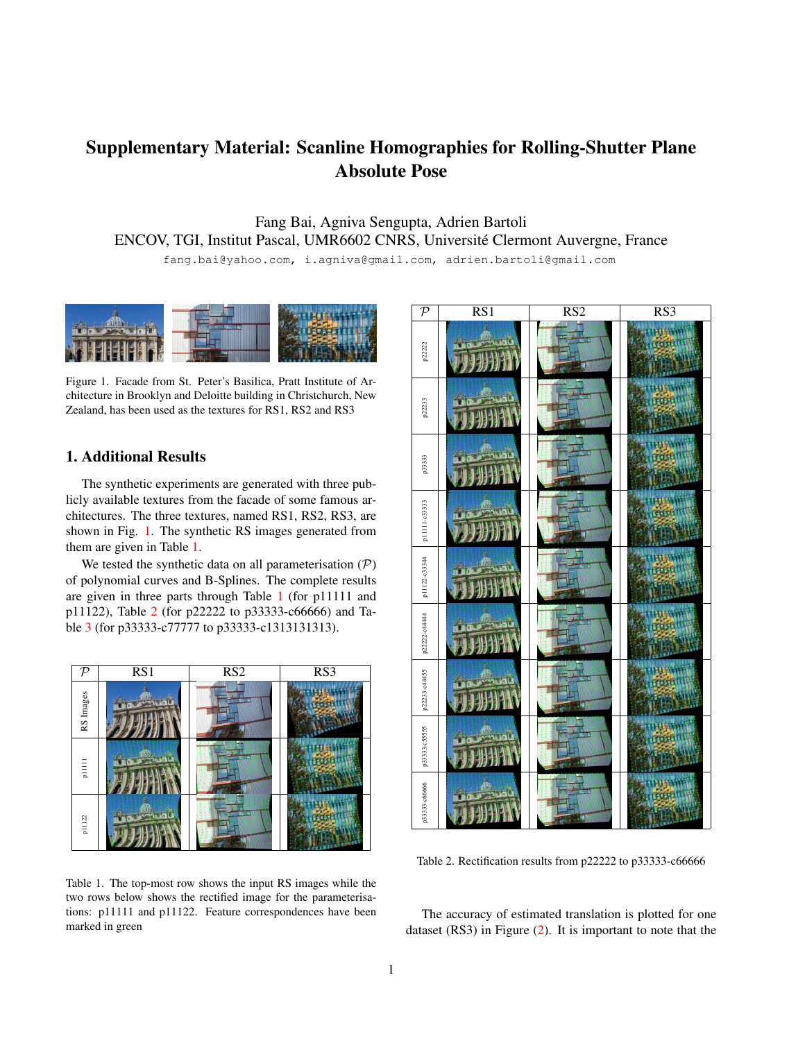# Supplementary Material: Scanline Homographies for Rolling-Shutter Plane Absolute Pose

Fang Bai, Agniva Sengupta, Adrien Bartoli
ENCOV, TGI, Institut Pascal, UMR6602 CNRS, Université Clermont Auvergne, France

fang.bai@yahoo.com, i.agniva@gmail.com, adrien.bartoli@gmail.com

Figure 1. Facade from St. Peter's Basilica, Pratt Institute of Architecture in Brooklyn and Deloitte building in Christchurch, New Zealand, has been used as the textures for RS1, RS2 and RS3

## 1. Additional Results

The synthetic experiments are generated with three publicly available textures from the facade of some famous architectures. The three textures, named RS1, RS2, RS3, are shown in Fig. 1. The synthetic RS images generated from them are given in Table 1.

We tested the synthetic data on all parameterisation ($\mathcal{P}$) of polynomial curves and B-Splines. The complete results are given in three parts through Table 1 (for p11111 and p11122), Table 2 (for p22222 to p33333-c66666) and Table 3 (for p33333-c77777 to p33333-c1313131313).

| $\mathcal{P}$ | RS1 | RS2 | RS3 |
|---|---|---|---|
| RS Images | | | |
| p11111 | | | |
| p11122 | | | |

Table 1. The top-most row shows the input RS images while the two rows below shows the rectified image for the parameterisations: p11111 and p11122. Feature correspondences have been marked in green

| $\mathcal{P}$ | RS1 | RS2 | RS3 |
|---|---|---|---|
| p22222 | | | |
| p22233 | | | |
| p33333 | | | |
| p11111-c33333 | | | |
| p11122-c33344 | | | |
| p22222-c44444 | | | |
| p22233-c44455 | | | |
| p33333-c55555 | | | |
| p33333-c66666 | | | |

Table 2. Rectification results from p22222 to p33333-c66666

The accuracy of estimated translation is plotted for one dataset (RS3) in Figure (2). It is important to note that the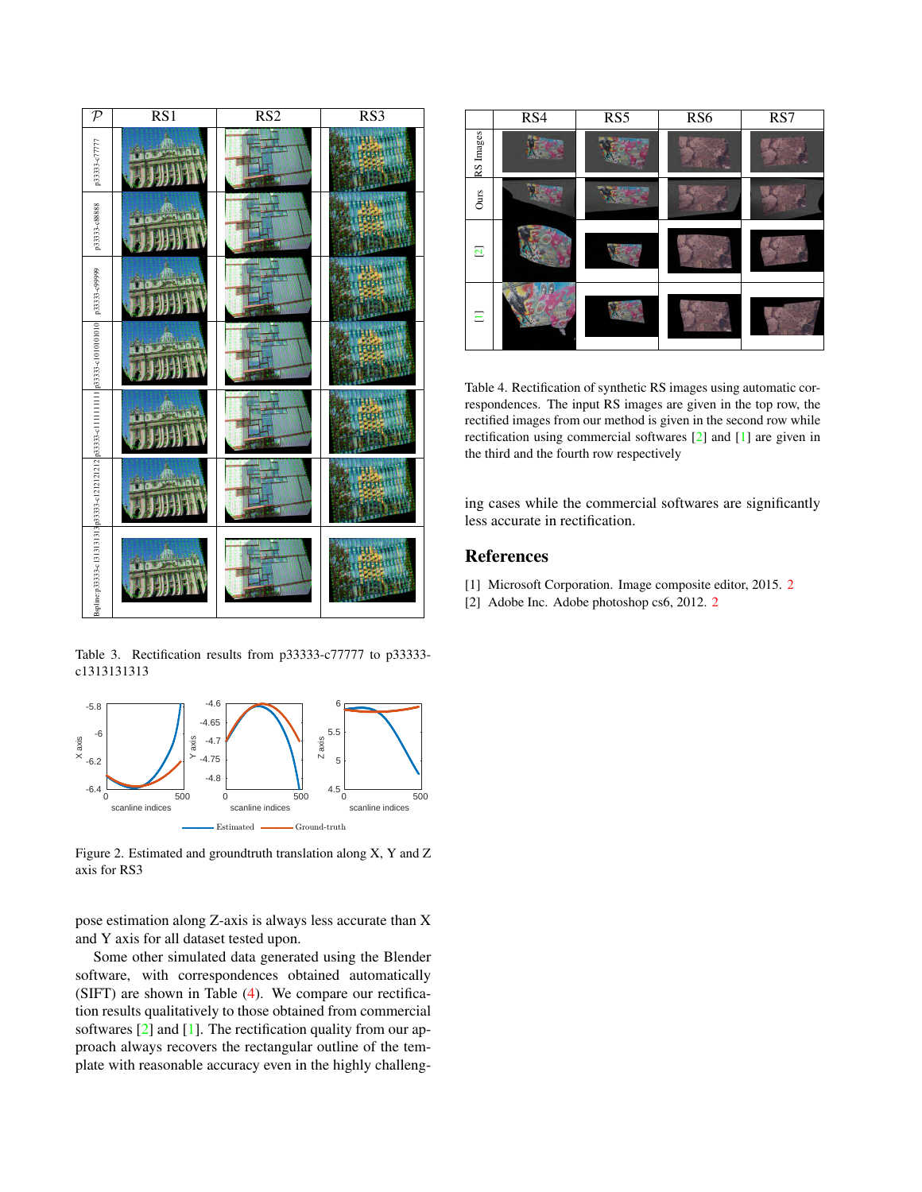Table 3. Rectification results from p33333-c77777 to p33333-c1313131313

Figure 2. Estimated and groundtruth translation along X, Y and Z axis for RS3

pose estimation along Z-axis is always less accurate than X and Y axis for all dataset tested upon.

Some other simulated data generated using the Blender software, with correspondences obtained automatically (SIFT) are shown in Table (4). We compare our rectification results qualitatively to those obtained from commercial softwares [2] and [1]. The rectification quality from our approach always recovers the rectangular outline of the template with reasonable accuracy even in the highly challenging cases while the commercial softwares are significantly less accurate in rectification.

Table 4. Rectification of synthetic RS images using automatic correspondences. The input RS images are given in the top row, the rectified images from our method is given in the second row while rectification using commercial softwares [2] and [1] are given in the third and the fourth row respectively

## References

[1] Microsoft Corporation. Image composite editor, 2015. 2

[2] Adobe Inc. Adobe photoshop cs6, 2012. 2